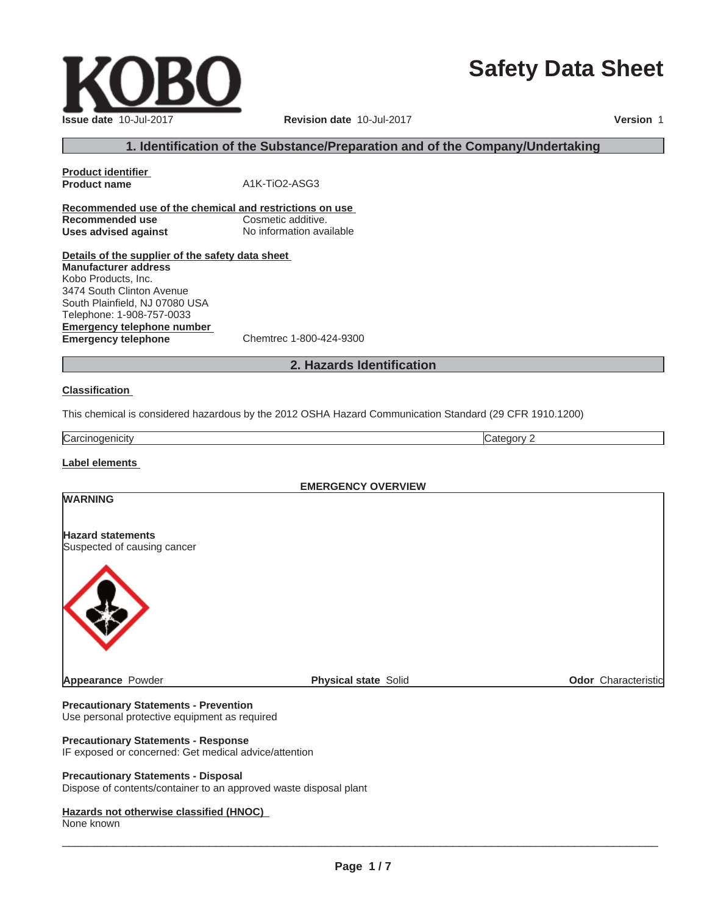# Safety Data Sheet

**Issue date** 10-Jul-2017 **Revision date** 10-Jul-2017 **Version** 1

## 1. Identification of the Substance/Preparation and of the Company/Undertaking

**Product identifier**

**Product name** A1K-TiO2-ASG3

**Recommended use of the chemical and restrictions on use**

**Recommended use** Cosmetic additive.

**Uses advised against** No information available

**Details of the supplier of the safety data sheet**

**Manufacturer address**
Kobo Products, Inc.
3474 South Clinton Avenue
South Plainfield, NJ 07080 USA
Telephone: 1-908-757-0033

**Emergency telephone number**

**Emergency telephone** Chemtrec 1-800-424-9300

## 2. Hazards Identification

**Classification**

This chemical is considered hazardous by the 2012 OSHA Hazard Communication Standard (29 CFR 1910.1200)

| Carcinogenicity | Category 2 |
|---|---|

**Label elements**

**EMERGENCY OVERVIEW**

**WARNING**

**Hazard statements**
Suspected of causing cancer

**Appearance** Powder **Physical state** Solid **Odor** Characteristic

**Precautionary Statements - Prevention**
Use personal protective equipment as required

**Precautionary Statements - Response**
IF exposed or concerned: Get medical advice/attention

**Precautionary Statements - Disposal**
Dispose of contents/container to an approved waste disposal plant

**Hazards not otherwise classified (HNOC)**
None known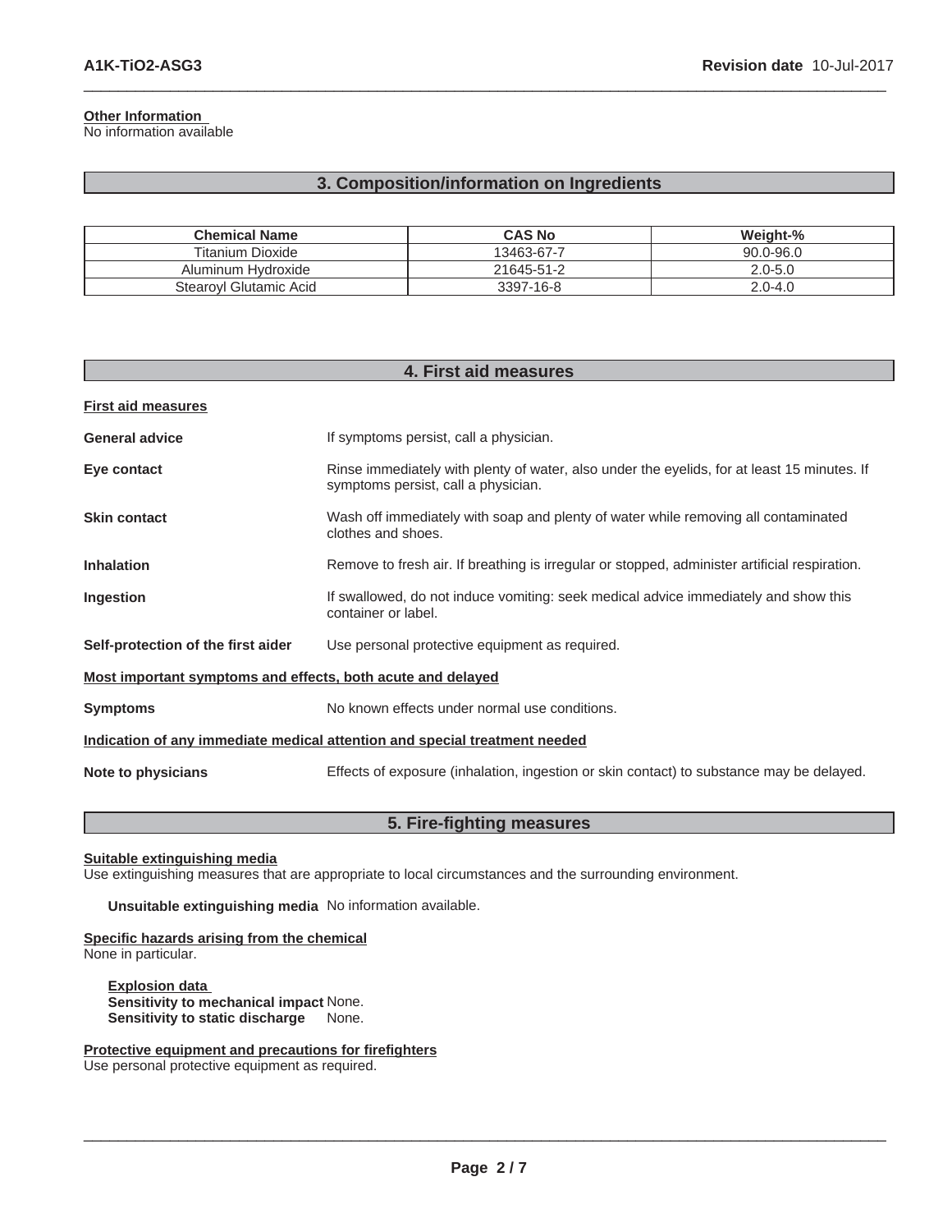**Other Information**
No information available

## 3. Composition/information on Ingredients

| Chemical Name | CAS No | Weight-% |
|---|---|---|
| Titanium Dioxide | 13463-67-7 | 90.0-96.0 |
| Aluminum Hydroxide | 21645-51-2 | 2.0-5.0 |
| Stearoyl Glutamic Acid | 3397-16-8 | 2.0-4.0 |

## 4. First aid measures

**First aid measures**

**General advice** If symptoms persist, call a physician.

**Eye contact** Rinse immediately with plenty of water, also under the eyelids, for at least 15 minutes. If symptoms persist, call a physician.

**Skin contact** Wash off immediately with soap and plenty of water while removing all contaminated clothes and shoes.

**Inhalation** Remove to fresh air. If breathing is irregular or stopped, administer artificial respiration.

**Ingestion** If swallowed, do not induce vomiting: seek medical advice immediately and show this container or label.

**Self-protection of the first aider** Use personal protective equipment as required.

**Most important symptoms and effects, both acute and delayed**

**Symptoms** No known effects under normal use conditions.

**Indication of any immediate medical attention and special treatment needed**

**Note to physicians** Effects of exposure (inhalation, ingestion or skin contact) to substance may be delayed.

## 5. Fire-fighting measures

**Suitable extinguishing media**
Use extinguishing measures that are appropriate to local circumstances and the surrounding environment.

**Unsuitable extinguishing media** No information available.

**Specific hazards arising from the chemical**
None in particular.

**Explosion data**
**Sensitivity to mechanical impact** None.
**Sensitivity to static discharge** None.

**Protective equipment and precautions for firefighters**
Use personal protective equipment as required.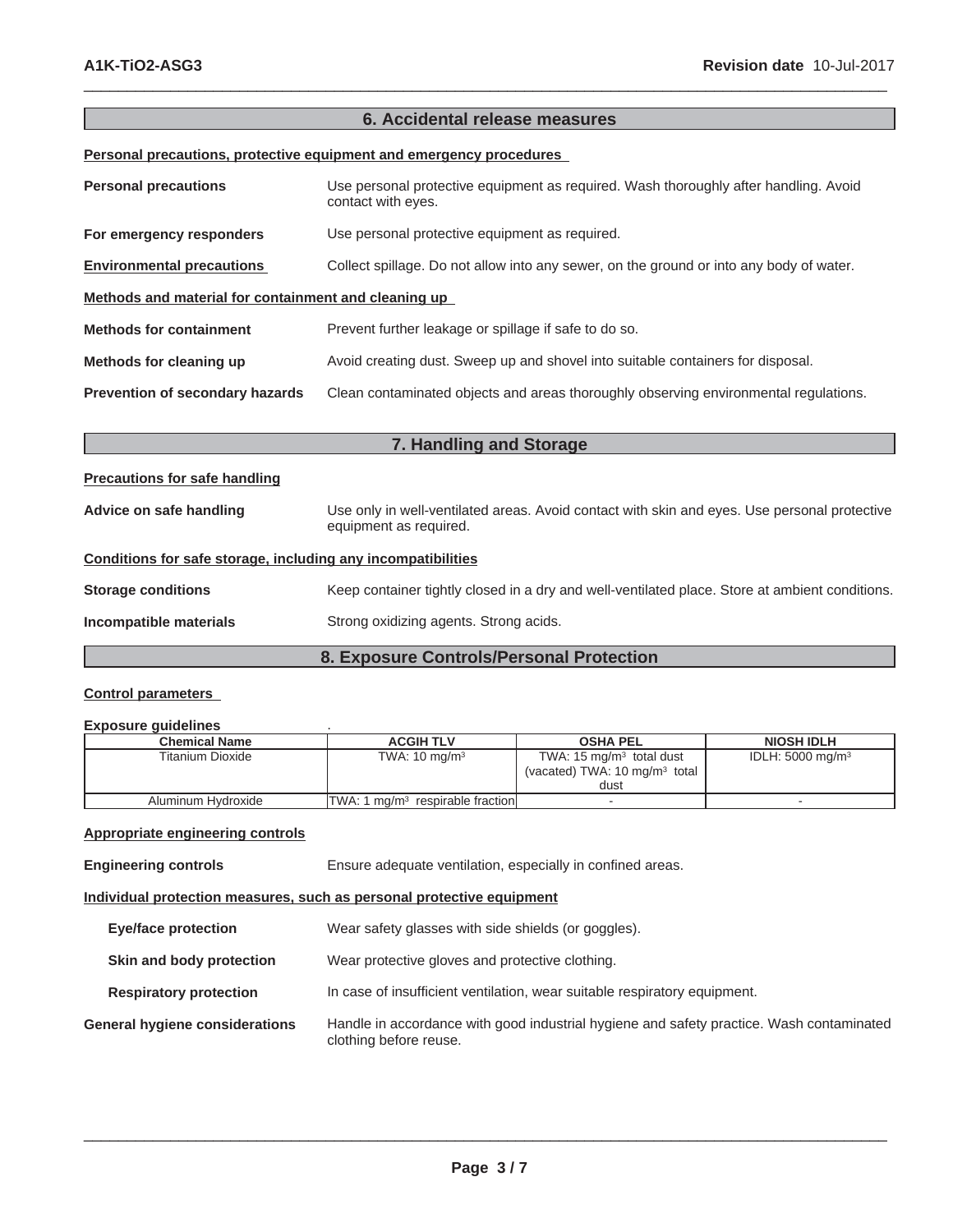## 6. Accidental release measures

**Personal precautions, protective equipment and emergency procedures**

**Personal precautions** Use personal protective equipment as required. Wash thoroughly after handling. Avoid contact with eyes.

**For emergency responders** Use personal protective equipment as required.

**Environmental precautions** Collect spillage. Do not allow into any sewer, on the ground or into any body of water.

**Methods and material for containment and cleaning up**

**Methods for containment** Prevent further leakage or spillage if safe to do so.

**Methods for cleaning up** Avoid creating dust. Sweep up and shovel into suitable containers for disposal.

**Prevention of secondary hazards** Clean contaminated objects and areas thoroughly observing environmental regulations.

## 7. Handling and Storage

**Precautions for safe handling**

**Advice on safe handling** Use only in well-ventilated areas. Avoid contact with skin and eyes. Use personal protective equipment as required.

**Conditions for safe storage, including any incompatibilities**

**Storage conditions** Keep container tightly closed in a dry and well-ventilated place. Store at ambient conditions.

**Incompatible materials** Strong oxidizing agents. Strong acids.

## 8. Exposure Controls/Personal Protection

**Control parameters**

**Exposure guidelines** .

| Chemical Name | ACGIH TLV | OSHA PEL | NIOSH IDLH |
|---|---|---|---|
| Titanium Dioxide | TWA: 10 mg/m³ | TWA: 15 mg/m³ total dust (vacated) TWA: 10 mg/m³ total dust | IDLH: 5000 mg/m³ |
| Aluminum Hydroxide | TWA: 1 mg/m³ respirable fraction | - | - |

**Appropriate engineering controls**

**Engineering controls** Ensure adequate ventilation, especially in confined areas.

**Individual protection measures, such as personal protective equipment**

**Eye/face protection** Wear safety glasses with side shields (or goggles).

**Skin and body protection** Wear protective gloves and protective clothing.

**Respiratory protection** In case of insufficient ventilation, wear suitable respiratory equipment.

**General hygiene considerations** Handle in accordance with good industrial hygiene and safety practice. Wash contaminated clothing before reuse.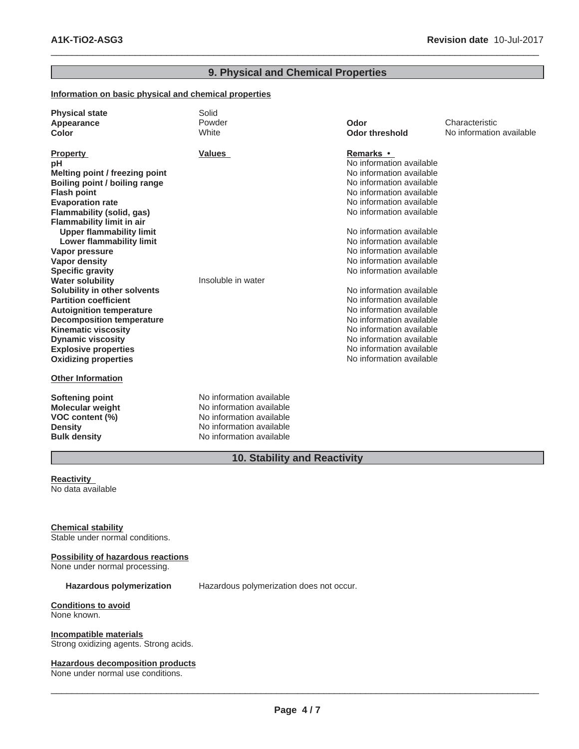## 9. Physical and Chemical Properties

**Information on basic physical and chemical properties**

| | | | |
|---|---|---|---|
| **Physical state** | Solid | | |
| **Appearance** | Powder | **Odor** | Characteristic |
| **Color** | White | **Odor threshold** | No information available |

| **Property** | **Values** | **Remarks •** |
|---|---|---|
| **pH** | | No information available |
| **Melting point / freezing point** | | No information available |
| **Boiling point / boiling range** | | No information available |
| **Flash point** | | No information available |
| **Evaporation rate** | | No information available |
| **Flammability (solid, gas)** | | No information available |
| **Flammability limit in air** | | |
| **Upper flammability limit** | | No information available |
| **Lower flammability limit** | | No information available |
| **Vapor pressure** | | No information available |
| **Vapor density** | | No information available |
| **Specific gravity** | | No information available |
| **Water solubility** | Insoluble in water | |
| **Solubility in other solvents** | | No information available |
| **Partition coefficient** | | No information available |
| **Autoignition temperature** | | No information available |
| **Decomposition temperature** | | No information available |
| **Kinematic viscosity** | | No information available |
| **Dynamic viscosity** | | No information available |
| **Explosive properties** | | No information available |
| **Oxidizing properties** | | No information available |

**Other Information**

| | |
|---|---|
| **Softening point** | No information available |
| **Molecular weight** | No information available |
| **VOC content (%)** | No information available |
| **Density** | No information available |
| **Bulk density** | No information available |

## 10. Stability and Reactivity

**Reactivity**
No data available

**Chemical stability**
Stable under normal conditions.

**Possibility of hazardous reactions**
None under normal processing.

**Hazardous polymerization** Hazardous polymerization does not occur.

**Conditions to avoid**
None known.

**Incompatible materials**
Strong oxidizing agents. Strong acids.

**Hazardous decomposition products**
None under normal use conditions.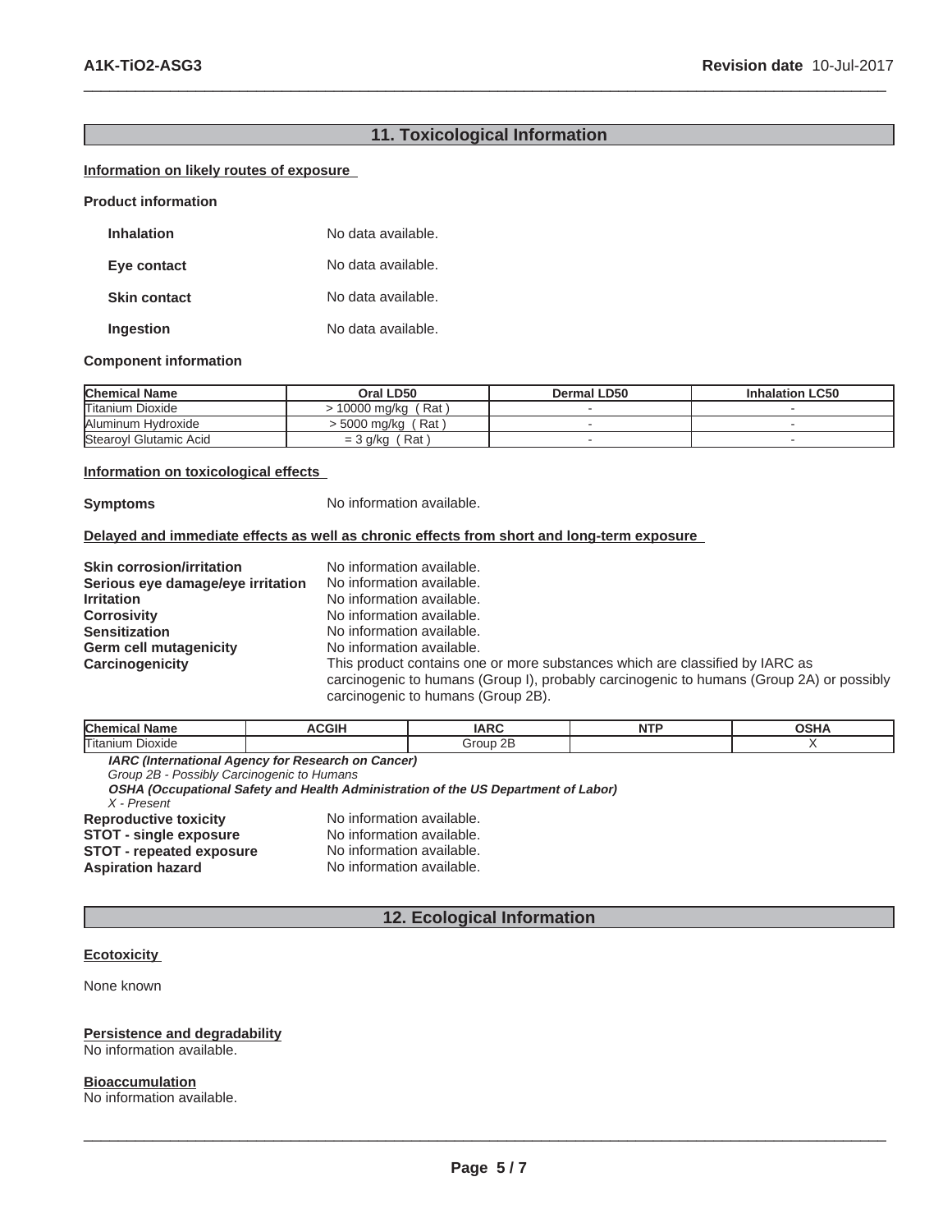## 11. Toxicological Information

**Information on likely routes of exposure**

**Product information**

**Inhalation** No data available.

**Eye contact** No data available.

**Skin contact** No data available.

**Ingestion** No data available.

**Component information**

| Chemical Name | Oral LD50 | Dermal LD50 | Inhalation LC50 |
|---|---|---|---|
| Titanium Dioxide | > 10000 mg/kg ( Rat ) | - | - |
| Aluminum Hydroxide | > 5000 mg/kg ( Rat ) | - | - |
| Stearoyl Glutamic Acid | = 3 g/kg ( Rat ) | - | - |

**Information on toxicological effects**

**Symptoms** No information available.

**Delayed and immediate effects as well as chronic effects from short and long-term exposure**

**Skin corrosion/irritation** No information available.
**Serious eye damage/eye irritation** No information available.
**Irritation** No information available.
**Corrosivity** No information available.
**Sensitization** No information available.
**Germ cell mutagenicity** No information available.
**Carcinogenicity** This product contains one or more substances which are classified by IARC as carcinogenic to humans (Group I), probably carcinogenic to humans (Group 2A) or possibly carcinogenic to humans (Group 2B).

| Chemical Name | ACGIH | IARC | NTP | OSHA |
|---|---|---|---|---|
| Titanium Dioxide | | Group 2B | | X |

***IARC (International Agency for Research on Cancer)***
*Group 2B - Possibly Carcinogenic to Humans*
***OSHA (Occupational Safety and Health Administration of the US Department of Labor)***
*X - Present*

**Reproductive toxicity** No information available.
**STOT - single exposure** No information available.
**STOT - repeated exposure** No information available.
**Aspiration hazard** No information available.

## 12. Ecological Information

**Ecotoxicity**

None known

**Persistence and degradability**
No information available.

**Bioaccumulation**
No information available.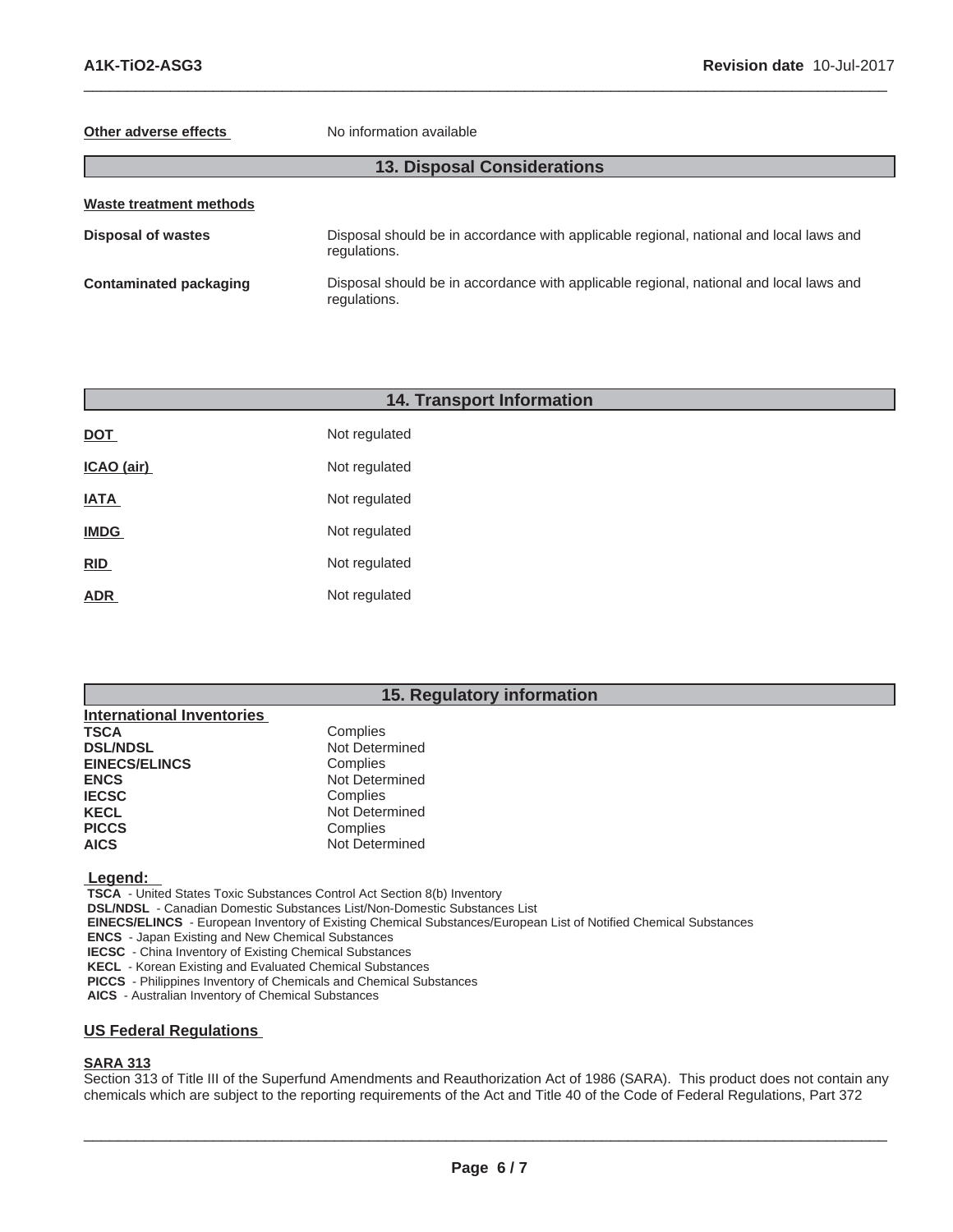**Other adverse effects** No information available

## 13. Disposal Considerations

**Waste treatment methods**

| | |
|---|---|
| **Disposal of wastes** | Disposal should be in accordance with applicable regional, national and local laws and regulations. |
| **Contaminated packaging** | Disposal should be in accordance with applicable regional, national and local laws and regulations. |

## 14. Transport Information

| | |
|---|---|
| **DOT** | Not regulated |
| **ICAO (air)** | Not regulated |
| **IATA** | Not regulated |
| **IMDG** | Not regulated |
| **RID** | Not regulated |
| **ADR** | Not regulated |

## 15. Regulatory information

**International Inventories**

| | |
|---|---|
| **TSCA** | Complies |
| **DSL/NDSL** | Not Determined |
| **EINECS/ELINCS** | Complies |
| **ENCS** | Not Determined |
| **IECSC** | Complies |
| **KECL** | Not Determined |
| **PICCS** | Complies |
| **AICS** | Not Determined |

**Legend:**

**TSCA** - United States Toxic Substances Control Act Section 8(b) Inventory
**DSL/NDSL** - Canadian Domestic Substances List/Non-Domestic Substances List
**EINECS/ELINCS** - European Inventory of Existing Chemical Substances/European List of Notified Chemical Substances
**ENCS** - Japan Existing and New Chemical Substances
**IECSC** - China Inventory of Existing Chemical Substances
**KECL** - Korean Existing and Evaluated Chemical Substances
**PICCS** - Philippines Inventory of Chemicals and Chemical Substances
**AICS** - Australian Inventory of Chemical Substances

### US Federal Regulations

**SARA 313**

Section 313 of Title III of the Superfund Amendments and Reauthorization Act of 1986 (SARA). This product does not contain any chemicals which are subject to the reporting requirements of the Act and Title 40 of the Code of Federal Regulations, Part 372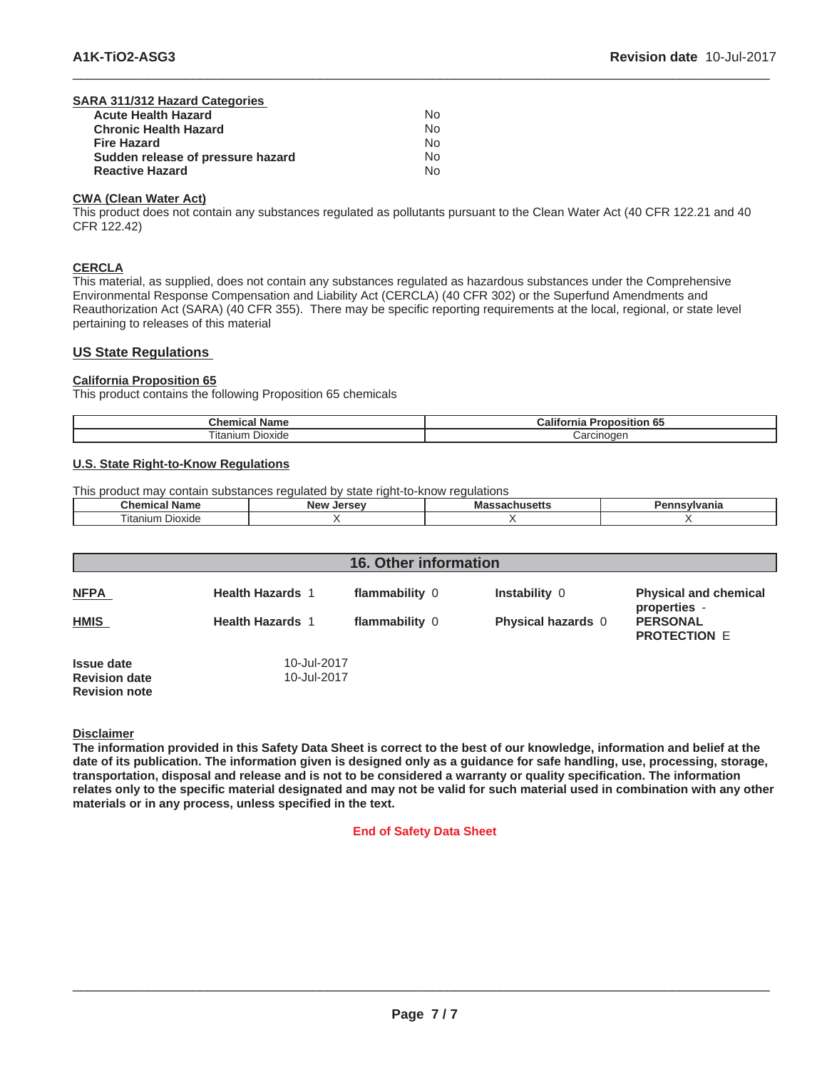**SARA 311/312 Hazard Categories**

| | |
|---|---|
| **Acute Health Hazard** | No |
| **Chronic Health Hazard** | No |
| **Fire Hazard** | No |
| **Sudden release of pressure hazard** | No |
| **Reactive Hazard** | No |

**CWA (Clean Water Act)**

This product does not contain any substances regulated as pollutants pursuant to the Clean Water Act (40 CFR 122.21 and 40 CFR 122.42)

**CERCLA**

This material, as supplied, does not contain any substances regulated as hazardous substances under the Comprehensive Environmental Response Compensation and Liability Act (CERCLA) (40 CFR 302) or the Superfund Amendments and Reauthorization Act (SARA) (40 CFR 355). There may be specific reporting requirements at the local, regional, or state level pertaining to releases of this material

## US State Regulations

**California Proposition 65**

This product contains the following Proposition 65 chemicals

| Chemical Name | California Proposition 65 |
|---|---|
| Titanium Dioxide | Carcinogen |

**U.S. State Right-to-Know Regulations**

This product may contain substances regulated by state right-to-know regulations

| Chemical Name | New Jersey | Massachusetts | Pennsylvania |
|---|---|---|---|
| Titanium Dioxide | X | X | X |

## 16. Other information

| | | | | |
|---|---|---|---|---|
| **NFPA** | **Health Hazards** 1 | **flammability** 0 | **Instability** 0 | **Physical and chemical properties** - |
| **HMIS** | **Health Hazards** 1 | **flammability** 0 | **Physical hazards** 0 | **PERSONAL PROTECTION** E |

**Issue date** 10-Jul-2017
**Revision date** 10-Jul-2017
**Revision note**

**Disclaimer**

**The information provided in this Safety Data Sheet is correct to the best of our knowledge, information and belief at the date of its publication. The information given is designed only as a guidance for safe handling, use, processing, storage, transportation, disposal and release and is not to be considered a warranty or quality specification. The information relates only to the specific material designated and may not be valid for such material used in combination with any other materials or in any process, unless specified in the text.**

**End of Safety Data Sheet**